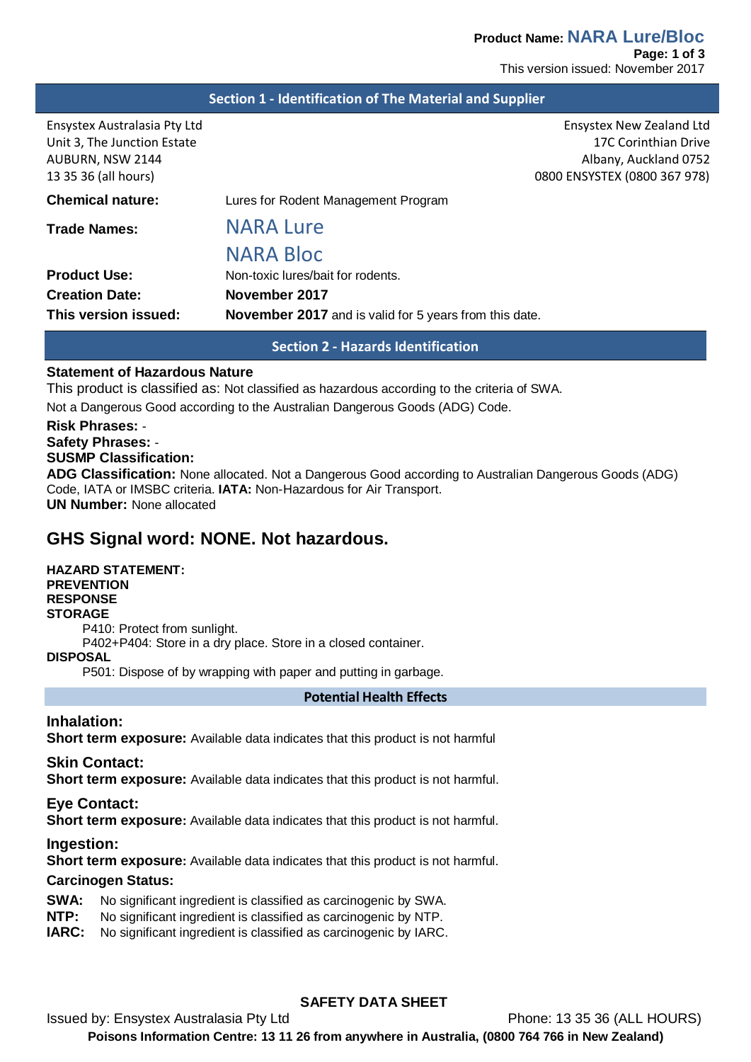## Section 1 - Identification of The Material and Supplier

Ensystex Australasia Pty Ltd
Unit 3, The Junction Estate
AUBURN, NSW 2144
13 35 36 (all hours)

Ensystex New Zealand Ltd
17C Corinthian Drive
Albany, Auckland 0752
0800 ENSYSTEX (0800 367 978)

**Chemical nature:** Lures for Rodent Management Program

**Trade Names:** NARA Lure
NARA Bloc

**Product Use:** Non-toxic lures/bait for rodents.

**Creation Date:** **November 2017**

**This version issued:** **November 2017** and is valid for 5 years from this date.

## Section 2 - Hazards Identification

**Statement of Hazardous Nature**

This product is classified as: Not classified as hazardous according to the criteria of SWA.

Not a Dangerous Good according to the Australian Dangerous Goods (ADG) Code.

**Risk Phrases:** -
**Safety Phrases:** -
**SUSMP Classification:**
**ADG Classification:** None allocated. Not a Dangerous Good according to Australian Dangerous Goods (ADG) Code, IATA or IMSBC criteria. **IATA:** Non-Hazardous for Air Transport.
**UN Number:** None allocated

## GHS Signal word: NONE. Not hazardous.

**HAZARD STATEMENT:**
**PREVENTION**
**RESPONSE**
**STORAGE**

P410: Protect from sunlight.
P402+P404: Store in a dry place. Store in a closed container.

**DISPOSAL**

P501: Dispose of by wrapping with paper and putting in garbage.

### Potential Health Effects

**Inhalation:**
**Short term exposure:** Available data indicates that this product is not harmful

**Skin Contact:**
**Short term exposure:** Available data indicates that this product is not harmful.

**Eye Contact:**
**Short term exposure:** Available data indicates that this product is not harmful.

**Ingestion:**
**Short term exposure:** Available data indicates that this product is not harmful.

**Carcinogen Status:**

**SWA:** No significant ingredient is classified as carcinogenic by SWA.
**NTP:** No significant ingredient is classified as carcinogenic by NTP.
**IARC:** No significant ingredient is classified as carcinogenic by IARC.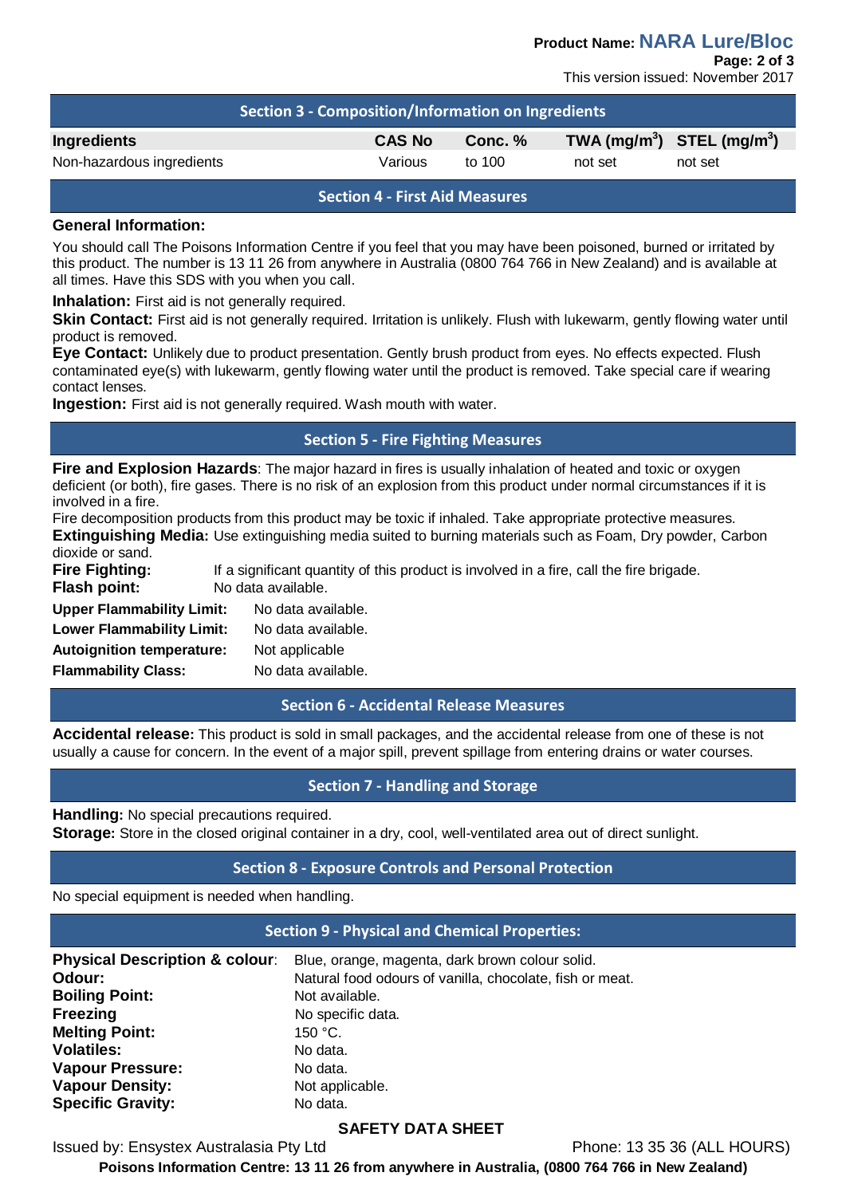## Section 3 - Composition/Information on Ingredients

| Ingredients | CAS No | Conc. % | TWA ($mg/m^3$) | STEL ($mg/m^3$) |
|---|---|---|---|---|
| Non-hazardous ingredients | Various | to 100 | not set | not set |

## Section 4 - First Aid Measures

**General Information:**

You should call The Poisons Information Centre if you feel that you may have been poisoned, burned or irritated by this product. The number is 13 11 26 from anywhere in Australia (0800 764 766 in New Zealand) and is available at all times. Have this SDS with you when you call.

**Inhalation:** First aid is not generally required.

**Skin Contact:** First aid is not generally required. Irritation is unlikely. Flush with lukewarm, gently flowing water until product is removed.

**Eye Contact:** Unlikely due to product presentation. Gently brush product from eyes. No effects expected. Flush contaminated eye(s) with lukewarm, gently flowing water until the product is removed. Take special care if wearing contact lenses.

**Ingestion:** First aid is not generally required. Wash mouth with water.

## Section 5 - Fire Fighting Measures

**Fire and Explosion Hazards**: The major hazard in fires is usually inhalation of heated and toxic or oxygen deficient (or both), fire gases. There is no risk of an explosion from this product under normal circumstances if it is involved in a fire.

Fire decomposition products from this product may be toxic if inhaled. Take appropriate protective measures.

**Extinguishing Media:** Use extinguishing media suited to burning materials such as Foam, Dry powder, Carbon dioxide or sand.

**Fire Fighting:** If a significant quantity of this product is involved in a fire, call the fire brigade.

**Flash point:** No data available.

**Upper Flammability Limit:** No data available.

**Lower Flammability Limit:** No data available.

**Autoignition temperature:** Not applicable

**Flammability Class:** No data available.

## Section 6 - Accidental Release Measures

**Accidental release:** This product is sold in small packages, and the accidental release from one of these is not usually a cause for concern. In the event of a major spill, prevent spillage from entering drains or water courses.

## Section 7 - Handling and Storage

**Handling:** No special precautions required.

**Storage:** Store in the closed original container in a dry, cool, well-ventilated area out of direct sunlight.

## Section 8 - Exposure Controls and Personal Protection

No special equipment is needed when handling.

## Section 9 - Physical and Chemical Properties:

**Physical Description & colour**: Blue, orange, magenta, dark brown colour solid.

**Odour:** Natural food odours of vanilla, chocolate, fish or meat.

**Boiling Point:** Not available.

**Freezing** No specific data.

**Melting Point:** 150 °C.

**Volatiles:** No data.

**Vapour Pressure:** No data.

**Vapour Density:** Not applicable.

**Specific Gravity:** No data.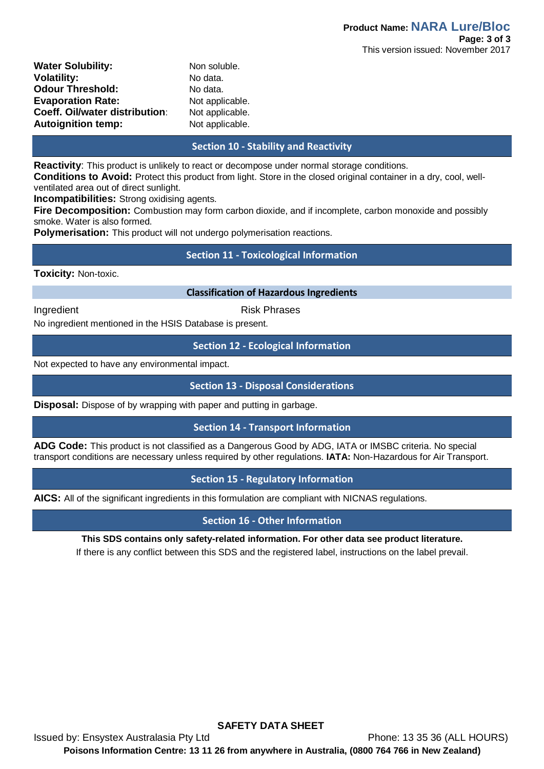| | |
|---|---|
| **Water Solubility:** | Non soluble. |
| **Volatility:** | No data. |
| **Odour Threshold:** | No data. |
| **Evaporation Rate:** | Not applicable. |
| **Coeff. Oil/water distribution**: | Not applicable. |
| **Autoignition temp:** | Not applicable. |

## Section 10 - Stability and Reactivity

**Reactivity**: This product is unlikely to react or decompose under normal storage conditions.
**Conditions to Avoid:** Protect this product from light. Store in the closed original container in a dry, cool, well-ventilated area out of direct sunlight.
**Incompatibilities:** Strong oxidising agents.
**Fire Decomposition:** Combustion may form carbon dioxide, and if incomplete, carbon monoxide and possibly smoke. Water is also formed.
**Polymerisation:** This product will not undergo polymerisation reactions.

## Section 11 - Toxicological Information

**Toxicity:** Non-toxic.

### Classification of Hazardous Ingredients

| Ingredient | Risk Phrases |
|---|---|
| No ingredient mentioned in the HSIS Database is present. | |

## Section 12 - Ecological Information

Not expected to have any environmental impact.

## Section 13 - Disposal Considerations

**Disposal:** Dispose of by wrapping with paper and putting in garbage.

## Section 14 - Transport Information

**ADG Code:** This product is not classified as a Dangerous Good by ADG, IATA or IMSBC criteria. No special transport conditions are necessary unless required by other regulations. **IATA:** Non-Hazardous for Air Transport.

## Section 15 - Regulatory Information

**AICS:** All of the significant ingredients in this formulation are compliant with NICNAS regulations.

## Section 16 - Other Information

**This SDS contains only safety-related information. For other data see product literature.**

If there is any conflict between this SDS and the registered label, instructions on the label prevail.